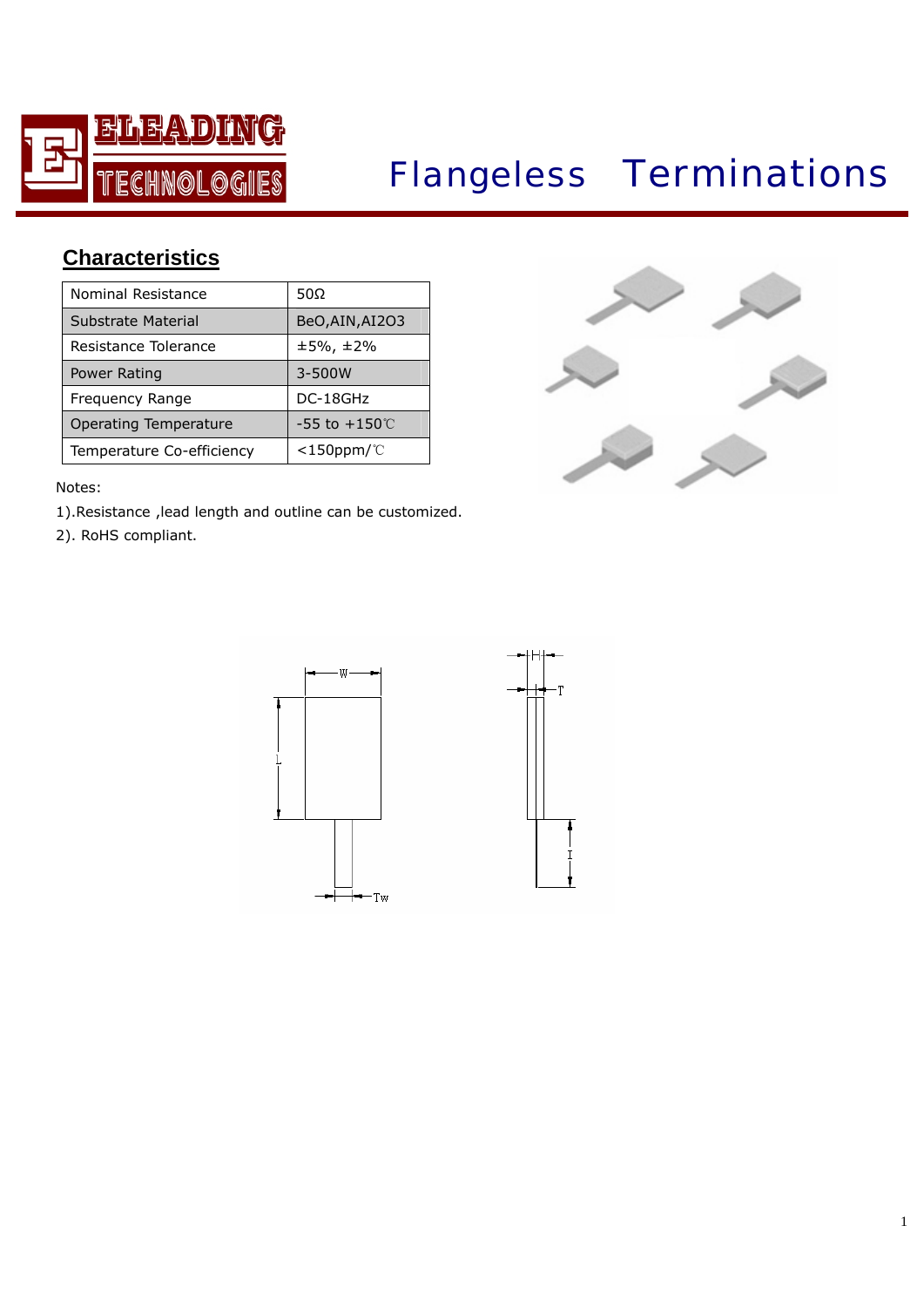# Flangeless Terminations

## Characteristics

| Nominal Resistance | 50Ω |
|---|---|
| Substrate Material | BeO,AIN,AI2O3 |
| Resistance Tolerance | ±5%, ±2% |
| Power Rating | 3-500W |
| Frequency Range | DC-18GHz |
| Operating Temperature | -55 to +150℃ |
| Temperature Co-efficiency | <150ppm/℃ |

Notes:

1).Resistance ,lead length and outline can be customized.

2). RoHS compliant.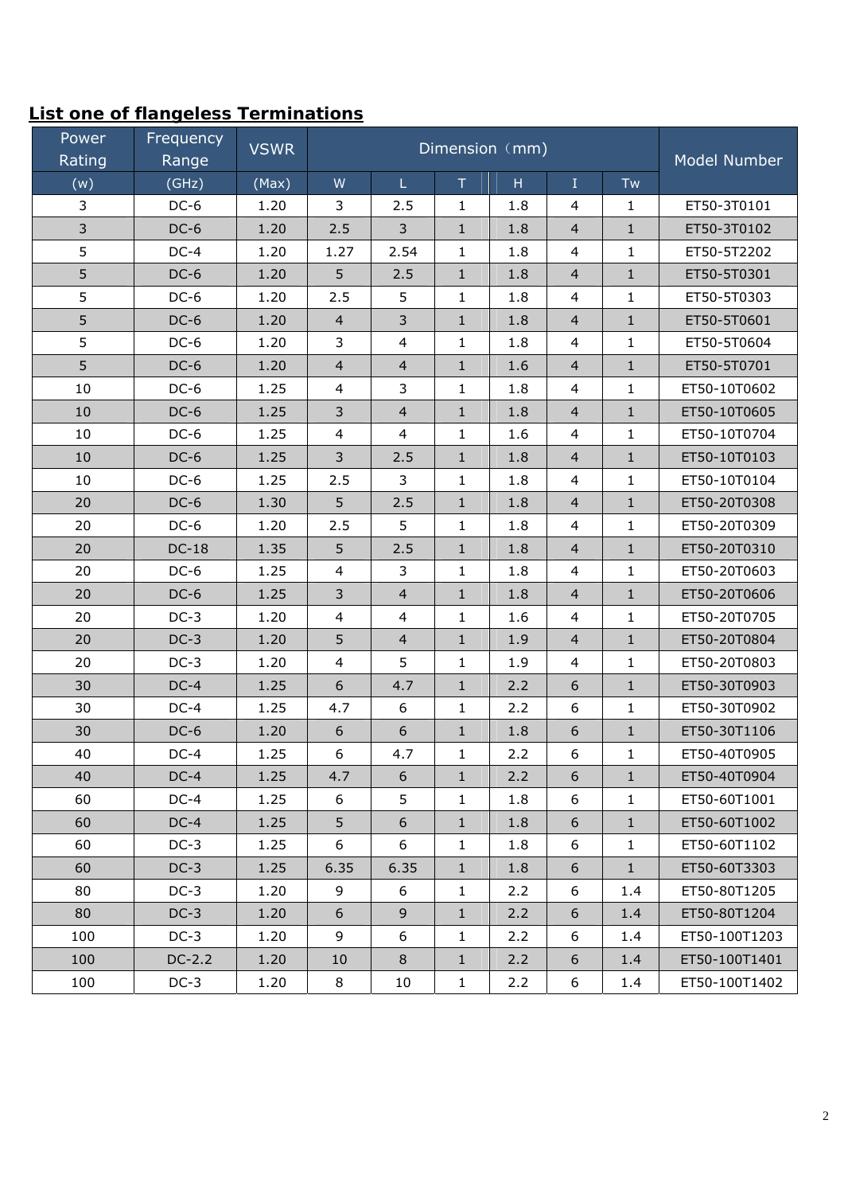## List one of flangeless Terminations

| Power Rating | Frequency Range | VSWR | Dimension（mm） | | | | | | Model Number |
|---|---|---|---|---|---|---|---|---|---|
| (w) | (GHz) | (Max) | W | L | T | H | I | Tw | |
| 3 | DC-6 | 1.20 | 3 | 2.5 | 1 | 1.8 | 4 | 1 | ET50-3T0101 |
| 3 | DC-6 | 1.20 | 2.5 | 3 | 1 | 1.8 | 4 | 1 | ET50-3T0102 |
| 5 | DC-4 | 1.20 | 1.27 | 2.54 | 1 | 1.8 | 4 | 1 | ET50-5T2202 |
| 5 | DC-6 | 1.20 | 5 | 2.5 | 1 | 1.8 | 4 | 1 | ET50-5T0301 |
| 5 | DC-6 | 1.20 | 2.5 | 5 | 1 | 1.8 | 4 | 1 | ET50-5T0303 |
| 5 | DC-6 | 1.20 | 4 | 3 | 1 | 1.8 | 4 | 1 | ET50-5T0601 |
| 5 | DC-6 | 1.20 | 3 | 4 | 1 | 1.8 | 4 | 1 | ET50-5T0604 |
| 5 | DC-6 | 1.20 | 4 | 4 | 1 | 1.6 | 4 | 1 | ET50-5T0701 |
| 10 | DC-6 | 1.25 | 4 | 3 | 1 | 1.8 | 4 | 1 | ET50-10T0602 |
| 10 | DC-6 | 1.25 | 3 | 4 | 1 | 1.8 | 4 | 1 | ET50-10T0605 |
| 10 | DC-6 | 1.25 | 4 | 4 | 1 | 1.6 | 4 | 1 | ET50-10T0704 |
| 10 | DC-6 | 1.25 | 3 | 2.5 | 1 | 1.8 | 4 | 1 | ET50-10T0103 |
| 10 | DC-6 | 1.25 | 2.5 | 3 | 1 | 1.8 | 4 | 1 | ET50-10T0104 |
| 20 | DC-6 | 1.30 | 5 | 2.5 | 1 | 1.8 | 4 | 1 | ET50-20T0308 |
| 20 | DC-6 | 1.20 | 2.5 | 5 | 1 | 1.8 | 4 | 1 | ET50-20T0309 |
| 20 | DC-18 | 1.35 | 5 | 2.5 | 1 | 1.8 | 4 | 1 | ET50-20T0310 |
| 20 | DC-6 | 1.25 | 4 | 3 | 1 | 1.8 | 4 | 1 | ET50-20T0603 |
| 20 | DC-6 | 1.25 | 3 | 4 | 1 | 1.8 | 4 | 1 | ET50-20T0606 |
| 20 | DC-3 | 1.20 | 4 | 4 | 1 | 1.6 | 4 | 1 | ET50-20T0705 |
| 20 | DC-3 | 1.20 | 5 | 4 | 1 | 1.9 | 4 | 1 | ET50-20T0804 |
| 20 | DC-3 | 1.20 | 4 | 5 | 1 | 1.9 | 4 | 1 | ET50-20T0803 |
| 30 | DC-4 | 1.25 | 6 | 4.7 | 1 | 2.2 | 6 | 1 | ET50-30T0903 |
| 30 | DC-4 | 1.25 | 4.7 | 6 | 1 | 2.2 | 6 | 1 | ET50-30T0902 |
| 30 | DC-6 | 1.20 | 6 | 6 | 1 | 1.8 | 6 | 1 | ET50-30T1106 |
| 40 | DC-4 | 1.25 | 6 | 4.7 | 1 | 2.2 | 6 | 1 | ET50-40T0905 |
| 40 | DC-4 | 1.25 | 4.7 | 6 | 1 | 2.2 | 6 | 1 | ET50-40T0904 |
| 60 | DC-4 | 1.25 | 6 | 5 | 1 | 1.8 | 6 | 1 | ET50-60T1001 |
| 60 | DC-4 | 1.25 | 5 | 6 | 1 | 1.8 | 6 | 1 | ET50-60T1002 |
| 60 | DC-3 | 1.25 | 6 | 6 | 1 | 1.8 | 6 | 1 | ET50-60T1102 |
| 60 | DC-3 | 1.25 | 6.35 | 6.35 | 1 | 1.8 | 6 | 1 | ET50-60T3303 |
| 80 | DC-3 | 1.20 | 9 | 6 | 1 | 2.2 | 6 | 1.4 | ET50-80T1205 |
| 80 | DC-3 | 1.20 | 6 | 9 | 1 | 2.2 | 6 | 1.4 | ET50-80T1204 |
| 100 | DC-3 | 1.20 | 9 | 6 | 1 | 2.2 | 6 | 1.4 | ET50-100T1203 |
| 100 | DC-2.2 | 1.20 | 10 | 8 | 1 | 2.2 | 6 | 1.4 | ET50-100T1401 |
| 100 | DC-3 | 1.20 | 8 | 10 | 1 | 2.2 | 6 | 1.4 | ET50-100T1402 |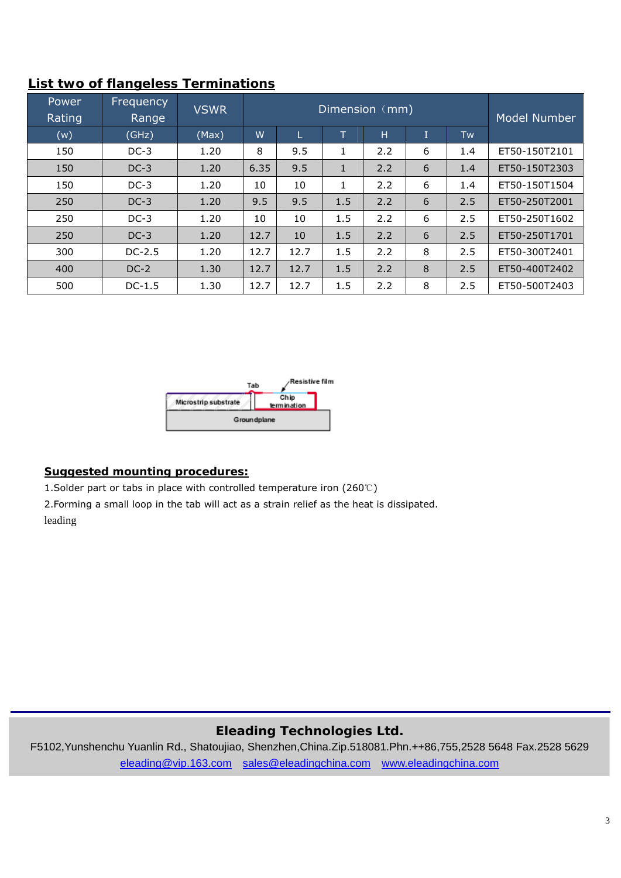## List two of flangeless Terminations

| Power Rating | Frequency Range | VSWR | Dimension（mm） | | | | | | Model Number |
|---|---|---|---|---|---|---|---|---|---|
| (w) | (GHz) | (Max) | W | L | T | H | I | Tw | |
| 150 | DC-3 | 1.20 | 8 | 9.5 | 1 | 2.2 | 6 | 1.4 | ET50-150T2101 |
| 150 | DC-3 | 1.20 | 6.35 | 9.5 | 1 | 2.2 | 6 | 1.4 | ET50-150T2303 |
| 150 | DC-3 | 1.20 | 10 | 10 | 1 | 2.2 | 6 | 1.4 | ET50-150T1504 |
| 250 | DC-3 | 1.20 | 9.5 | 9.5 | 1.5 | 2.2 | 6 | 2.5 | ET50-250T2001 |
| 250 | DC-3 | 1.20 | 10 | 10 | 1.5 | 2.2 | 6 | 2.5 | ET50-250T1602 |
| 250 | DC-3 | 1.20 | 12.7 | 10 | 1.5 | 2.2 | 6 | 2.5 | ET50-250T1701 |
| 300 | DC-2.5 | 1.20 | 12.7 | 12.7 | 1.5 | 2.2 | 8 | 2.5 | ET50-300T2401 |
| 400 | DC-2 | 1.30 | 12.7 | 12.7 | 1.5 | 2.2 | 8 | 2.5 | ET50-400T2402 |
| 500 | DC-1.5 | 1.30 | 12.7 | 12.7 | 1.5 | 2.2 | 8 | 2.5 | ET50-500T2403 |

Tab
Resistive film
Microstrip substrate
Chip termination
Groundplane

## Suggested mounting procedures:

1.Solder part or tabs in place with controlled temperature iron (260℃)

2.Forming a small loop in the tab will act as a strain relief as the heat is dissipated.

leading

**Eleading Technologies Ltd.**

F5102,Yunshenchu Yuanlin Rd., Shatoujiao, Shenzhen,China.Zip.518081.Phn.++86,755,2528 5648 Fax.2528 5629

eleading@vip.163.com sales@eleadingchina.com www.eleadingchina.com